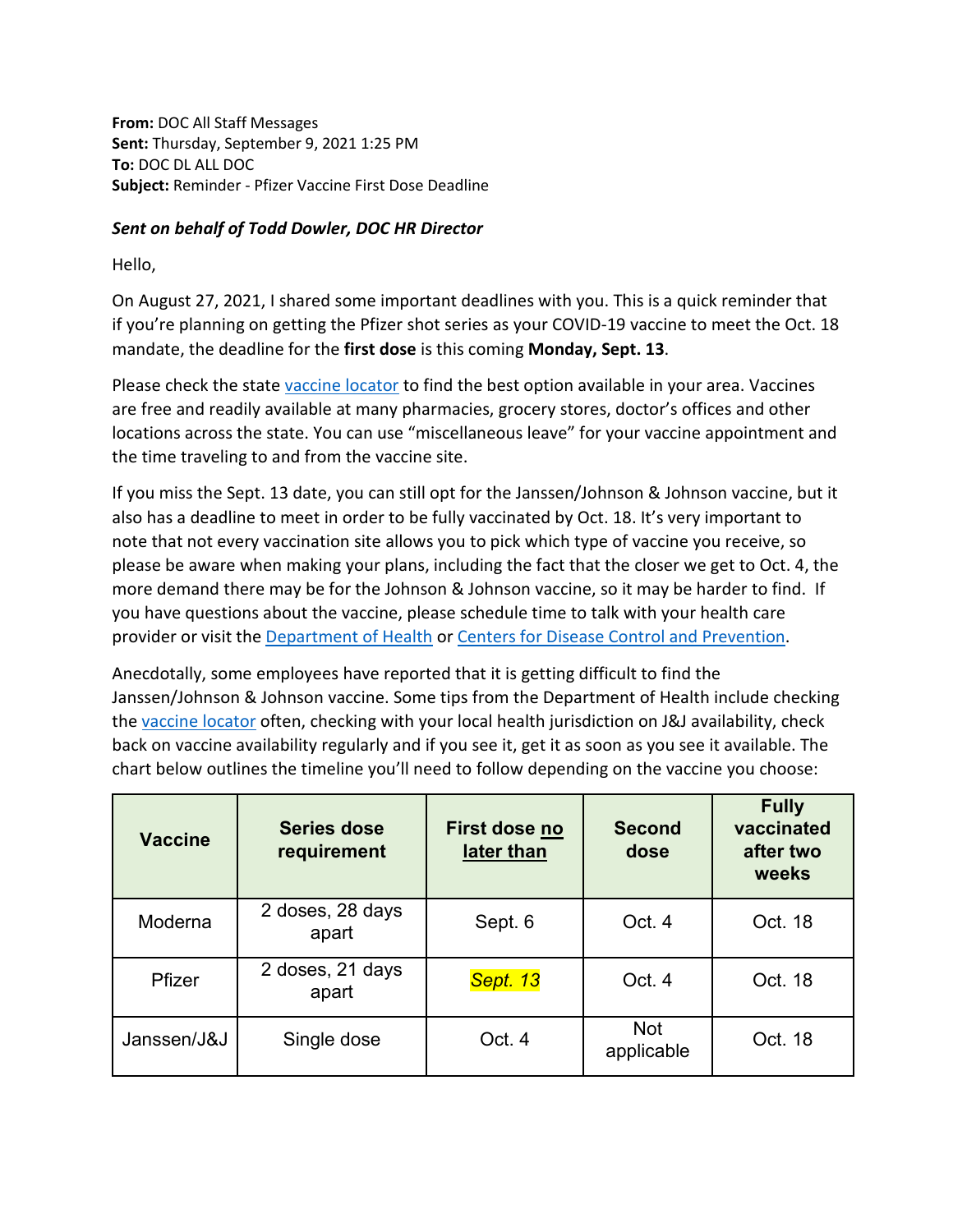**From:** DOC All Staff Messages
**Sent:** Thursday, September 9, 2021 1:25 PM
**To:** DOC DL ALL DOC
**Subject:** Reminder - Pfizer Vaccine First Dose Deadline

***Sent on behalf of Todd Dowler, DOC HR Director***

Hello,

On August 27, 2021, I shared some important deadlines with you. This is a quick reminder that if you're planning on getting the Pfizer shot series as your COVID-19 vaccine to meet the Oct. 18 mandate, the deadline for the **first dose** is this coming **Monday, Sept. 13**.

Please check the state vaccine locator to find the best option available in your area. Vaccines are free and readily available at many pharmacies, grocery stores, doctor's offices and other locations across the state. You can use "miscellaneous leave" for your vaccine appointment and the time traveling to and from the vaccine site.

If you miss the Sept. 13 date, you can still opt for the Janssen/Johnson & Johnson vaccine, but it also has a deadline to meet in order to be fully vaccinated by Oct. 18. It's very important to note that not every vaccination site allows you to pick which type of vaccine you receive, so please be aware when making your plans, including the fact that the closer we get to Oct. 4, the more demand there may be for the Johnson & Johnson vaccine, so it may be harder to find. If you have questions about the vaccine, please schedule time to talk with your health care provider or visit the Department of Health or Centers for Disease Control and Prevention.

Anecdotally, some employees have reported that it is getting difficult to find the Janssen/Johnson & Johnson vaccine. Some tips from the Department of Health include checking the vaccine locator often, checking with your local health jurisdiction on J&J availability, check back on vaccine availability regularly and if you see it, get it as soon as you see it available. The chart below outlines the timeline you'll need to follow depending on the vaccine you choose:

| Vaccine | Series dose requirement | First dose no later than | Second dose | Fully vaccinated after two weeks |
|---|---|---|---|---|
| Moderna | 2 doses, 28 days apart | Sept. 6 | Oct. 4 | Oct. 18 |
| Pfizer | 2 doses, 21 days apart | *Sept. 13* | Oct. 4 | Oct. 18 |
| Janssen/J&J | Single dose | Oct. 4 | Not applicable | Oct. 18 |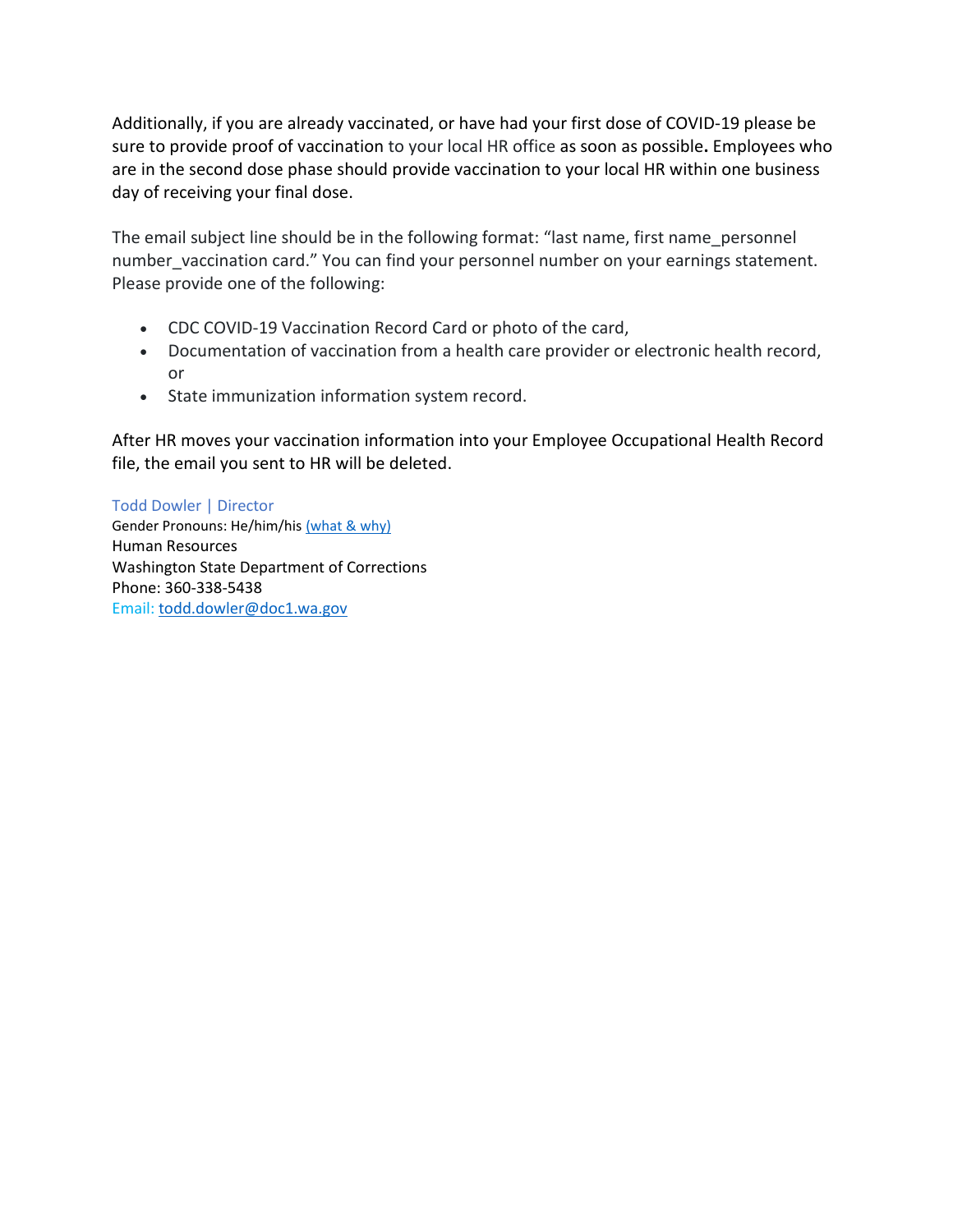Additionally, if you are already vaccinated, or have had your first dose of COVID-19 please be sure to provide proof of vaccination to your local HR office as soon as possible. Employees who are in the second dose phase should provide vaccination to your local HR within one business day of receiving your final dose.

The email subject line should be in the following format: "last name, first name_personnel number_vaccination card." You can find your personnel number on your earnings statement. Please provide one of the following:

- CDC COVID-19 Vaccination Record Card or photo of the card,
- Documentation of vaccination from a health care provider or electronic health record, or
- State immunization information system record.

After HR moves your vaccination information into your Employee Occupational Health Record file, the email you sent to HR will be deleted.

Todd Dowler | Director
Gender Pronouns: He/him/his (what & why)
Human Resources
Washington State Department of Corrections
Phone: 360-338-5438
Email: todd.dowler@doc1.wa.gov